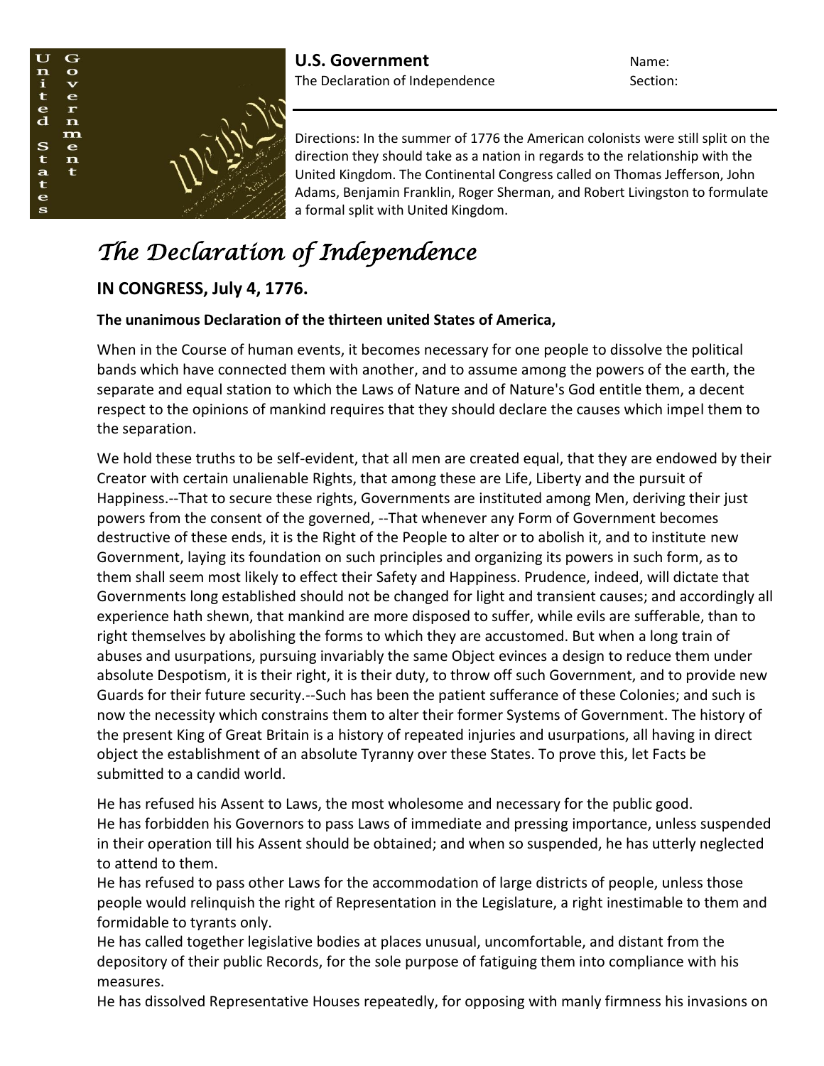**U.S. Government**
The Declaration of Independence

Name:
Section:

Directions: In the summer of 1776 the American colonists were still split on the direction they should take as a nation in regards to the relationship with the United Kingdom. The Continental Congress called on Thomas Jefferson, John Adams, Benjamin Franklin, Roger Sherman, and Robert Livingston to formulate a formal split with United Kingdom.

# *The Declaration of Independence*

## IN CONGRESS, July 4, 1776.

**The unanimous Declaration of the thirteen united States of America,**

When in the Course of human events, it becomes necessary for one people to dissolve the political bands which have connected them with another, and to assume among the powers of the earth, the separate and equal station to which the Laws of Nature and of Nature's God entitle them, a decent respect to the opinions of mankind requires that they should declare the causes which impel them to the separation.

We hold these truths to be self-evident, that all men are created equal, that they are endowed by their Creator with certain unalienable Rights, that among these are Life, Liberty and the pursuit of Happiness.--That to secure these rights, Governments are instituted among Men, deriving their just powers from the consent of the governed, --That whenever any Form of Government becomes destructive of these ends, it is the Right of the People to alter or to abolish it, and to institute new Government, laying its foundation on such principles and organizing its powers in such form, as to them shall seem most likely to effect their Safety and Happiness. Prudence, indeed, will dictate that Governments long established should not be changed for light and transient causes; and accordingly all experience hath shewn, that mankind are more disposed to suffer, while evils are sufferable, than to right themselves by abolishing the forms to which they are accustomed. But when a long train of abuses and usurpations, pursuing invariably the same Object evinces a design to reduce them under absolute Despotism, it is their right, it is their duty, to throw off such Government, and to provide new Guards for their future security.--Such has been the patient sufferance of these Colonies; and such is now the necessity which constrains them to alter their former Systems of Government. The history of the present King of Great Britain is a history of repeated injuries and usurpations, all having in direct object the establishment of an absolute Tyranny over these States. To prove this, let Facts be submitted to a candid world.

He has refused his Assent to Laws, the most wholesome and necessary for the public good.
He has forbidden his Governors to pass Laws of immediate and pressing importance, unless suspended in their operation till his Assent should be obtained; and when so suspended, he has utterly neglected to attend to them.
He has refused to pass other Laws for the accommodation of large districts of people, unless those people would relinquish the right of Representation in the Legislature, a right inestimable to them and formidable to tyrants only.
He has called together legislative bodies at places unusual, uncomfortable, and distant from the depository of their public Records, for the sole purpose of fatiguing them into compliance with his measures.
He has dissolved Representative Houses repeatedly, for opposing with manly firmness his invasions on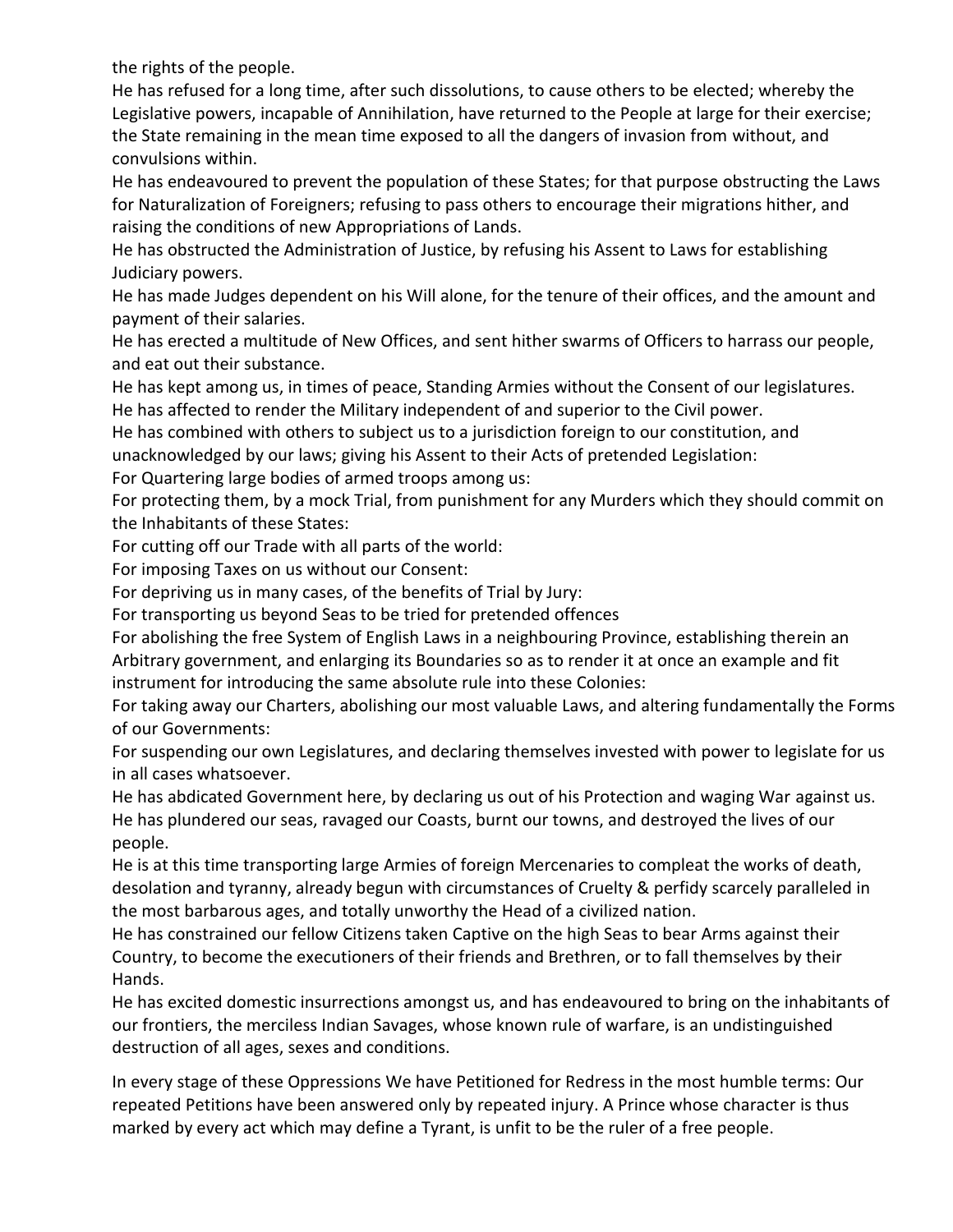the rights of the people.

He has refused for a long time, after such dissolutions, to cause others to be elected; whereby the Legislative powers, incapable of Annihilation, have returned to the People at large for their exercise; the State remaining in the mean time exposed to all the dangers of invasion from without, and convulsions within.

He has endeavoured to prevent the population of these States; for that purpose obstructing the Laws for Naturalization of Foreigners; refusing to pass others to encourage their migrations hither, and raising the conditions of new Appropriations of Lands.

He has obstructed the Administration of Justice, by refusing his Assent to Laws for establishing Judiciary powers.

He has made Judges dependent on his Will alone, for the tenure of their offices, and the amount and payment of their salaries.

He has erected a multitude of New Offices, and sent hither swarms of Officers to harrass our people, and eat out their substance.

He has kept among us, in times of peace, Standing Armies without the Consent of our legislatures.

He has affected to render the Military independent of and superior to the Civil power.

He has combined with others to subject us to a jurisdiction foreign to our constitution, and unacknowledged by our laws; giving his Assent to their Acts of pretended Legislation:

For Quartering large bodies of armed troops among us:

For protecting them, by a mock Trial, from punishment for any Murders which they should commit on the Inhabitants of these States:

For cutting off our Trade with all parts of the world:

For imposing Taxes on us without our Consent:

For depriving us in many cases, of the benefits of Trial by Jury:

For transporting us beyond Seas to be tried for pretended offences

For abolishing the free System of English Laws in a neighbouring Province, establishing therein an Arbitrary government, and enlarging its Boundaries so as to render it at once an example and fit instrument for introducing the same absolute rule into these Colonies:

For taking away our Charters, abolishing our most valuable Laws, and altering fundamentally the Forms of our Governments:

For suspending our own Legislatures, and declaring themselves invested with power to legislate for us in all cases whatsoever.

He has abdicated Government here, by declaring us out of his Protection and waging War against us.

He has plundered our seas, ravaged our Coasts, burnt our towns, and destroyed the lives of our people.

He is at this time transporting large Armies of foreign Mercenaries to compleat the works of death, desolation and tyranny, already begun with circumstances of Cruelty & perfidy scarcely paralleled in the most barbarous ages, and totally unworthy the Head of a civilized nation.

He has constrained our fellow Citizens taken Captive on the high Seas to bear Arms against their Country, to become the executioners of their friends and Brethren, or to fall themselves by their Hands.

He has excited domestic insurrections amongst us, and has endeavoured to bring on the inhabitants of our frontiers, the merciless Indian Savages, whose known rule of warfare, is an undistinguished destruction of all ages, sexes and conditions.

In every stage of these Oppressions We have Petitioned for Redress in the most humble terms: Our repeated Petitions have been answered only by repeated injury. A Prince whose character is thus marked by every act which may define a Tyrant, is unfit to be the ruler of a free people.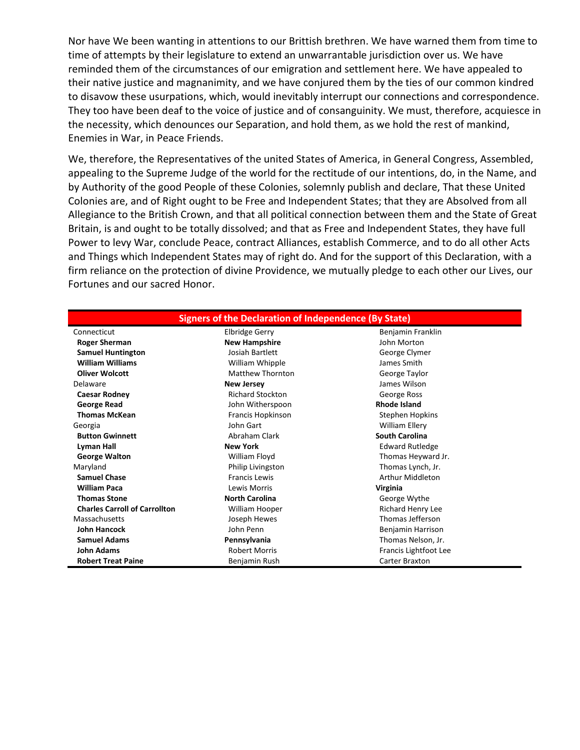Nor have We been wanting in attentions to our Brittish brethren. We have warned them from time to time of attempts by their legislature to extend an unwarrantable jurisdiction over us. We have reminded them of the circumstances of our emigration and settlement here. We have appealed to their native justice and magnanimity, and we have conjured them by the ties of our common kindred to disavow these usurpations, which, would inevitably interrupt our connections and correspondence. They too have been deaf to the voice of justice and of consanguinity. We must, therefore, acquiesce in the necessity, which denounces our Separation, and hold them, as we hold the rest of mankind, Enemies in War, in Peace Friends.

We, therefore, the Representatives of the united States of America, in General Congress, Assembled, appealing to the Supreme Judge of the world for the rectitude of our intentions, do, in the Name, and by Authority of the good People of these Colonies, solemnly publish and declare, That these United Colonies are, and of Right ought to be Free and Independent States; that they are Absolved from all Allegiance to the British Crown, and that all political connection between them and the State of Great Britain, is and ought to be totally dissolved; and that as Free and Independent States, they have full Power to levy War, conclude Peace, contract Alliances, establish Commerce, and to do all other Acts and Things which Independent States may of right do. And for the support of this Declaration, with a firm reliance on the protection of divine Providence, we mutually pledge to each other our Lives, our Fortunes and our sacred Honor.

| Signers of the Declaration of Independence (By State) | | |
|---|---|---|
| Connecticut | Elbridge Gerry | Benjamin Franklin |
| **Roger Sherman** | **New Hampshire** | John Morton |
| **Samuel Huntington** | Josiah Bartlett | George Clymer |
| **William Williams** | William Whipple | James Smith |
| **Oliver Wolcott** | Matthew Thornton | George Taylor |
| Delaware | **New Jersey** | James Wilson |
| **Caesar Rodney** | Richard Stockton | George Ross |
| **George Read** | John Witherspoon | **Rhode Island** |
| **Thomas McKean** | Francis Hopkinson | Stephen Hopkins |
| Georgia | John Gart | William Ellery |
| **Button Gwinnett** | Abraham Clark | **South Carolina** |
| **Lyman Hall** | **New York** | Edward Rutledge |
| **George Walton** | William Floyd | Thomas Heyward Jr. |
| Maryland | Philip Livingston | Thomas Lynch, Jr. |
| **Samuel Chase** | Francis Lewis | Arthur Middleton |
| **William Paca** | Lewis Morris | **Virginia** |
| **Thomas Stone** | **North Carolina** | George Wythe |
| **Charles Carroll of Carrollton** | William Hooper | Richard Henry Lee |
| Massachusetts | Joseph Hewes | Thomas Jefferson |
| **John Hancock** | John Penn | Benjamin Harrison |
| **Samuel Adams** | **Pennsylvania** | Thomas Nelson, Jr. |
| **John Adams** | Robert Morris | Francis Lightfoot Lee |
| **Robert Treat Paine** | Benjamin Rush | Carter Braxton |